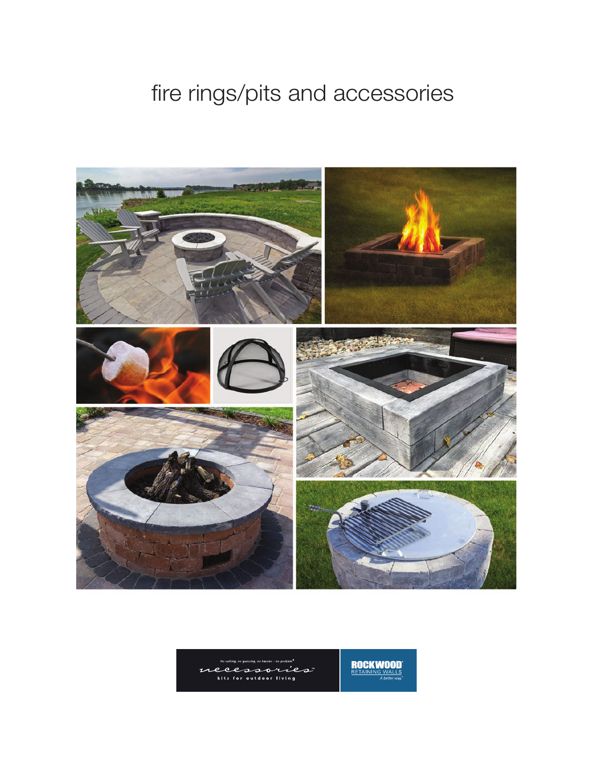# fire rings/pits and accessories

No cutting, no guessing, no hassles – no problem®

necessories™

kits for outdoor living

ROCKWOOD®
RETAINING WALLS
A better way.™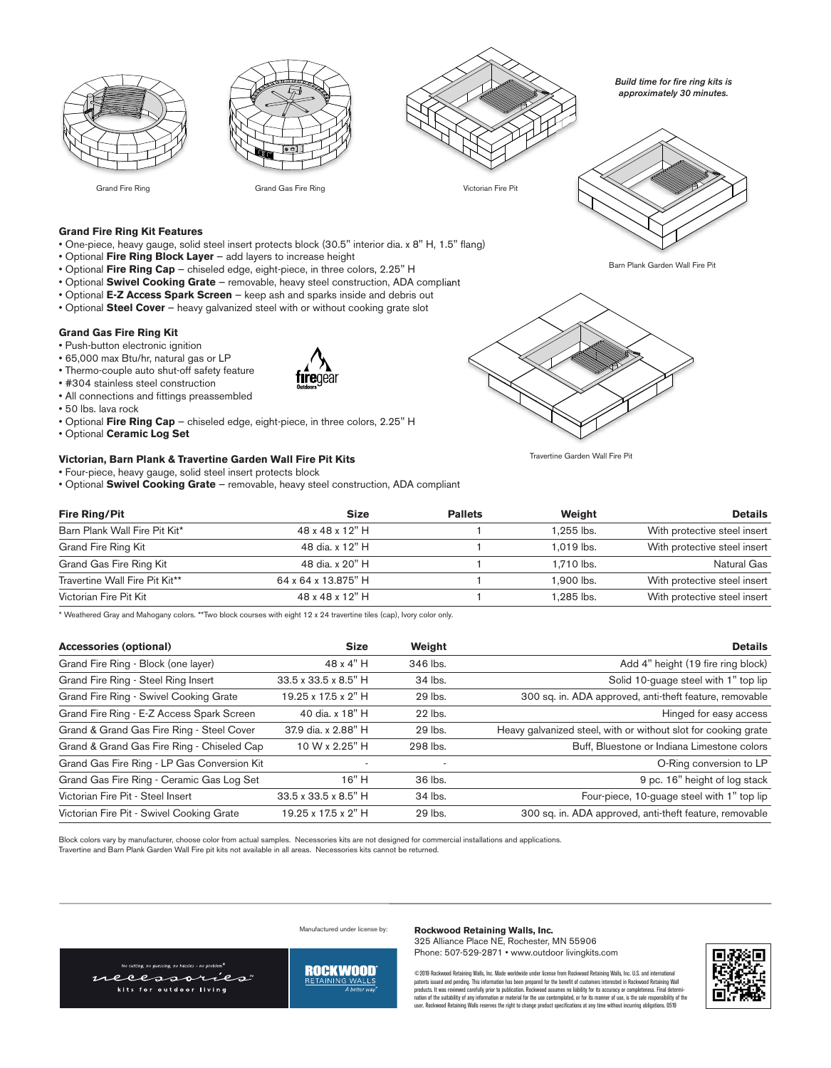Grand Fire Ring

Grand Gas Fire Ring

Victorian Fire Pit

*Build time for fire ring kits is approximately 30 minutes.*

Barn Plank Garden Wall Fire Pit

### Grand Fire Ring Kit Features

- One-piece, heavy gauge, solid steel insert protects block (30.5" interior dia. x 8" H, 1.5" flang)
- Optional **Fire Ring Block Layer** – add layers to increase height
- Optional **Fire Ring Cap** – chiseled edge, eight-piece, in three colors, 2.25" H
- Optional **Swivel Cooking Grate** – removable, heavy steel construction, ADA compliant
- Optional **E-Z Access Spark Screen** – keep ash and sparks inside and debris out
- Optional **Steel Cover** – heavy galvanized steel with or without cooking grate slot

### Grand Gas Fire Ring Kit

- Push-button electronic ignition
- 65,000 max Btu/hr, natural gas or LP
- Thermo-couple auto shut-off safety feature
- #304 stainless steel construction
- All connections and fittings preassembled
- 50 lbs. lava rock
- Optional **Fire Ring Cap** – chiseled edge, eight-piece, in three colors, 2.25" H
- Optional **Ceramic Log Set**

firegear Outdoors

Travertine Garden Wall Fire Pit

### Victorian, Barn Plank & Travertine Garden Wall Fire Pit Kits

- Four-piece, heavy gauge, solid steel insert protects block
- Optional **Swivel Cooking Grate** – removable, heavy steel construction, ADA compliant

| Fire Ring/Pit | Size | Pallets | Weight | Details |
|---|---|---|---|---|
| Barn Plank Wall Fire Pit Kit* | 48 x 48 x 12" H | 1 | 1,255 lbs. | With protective steel insert |
| Grand Fire Ring Kit | 48 dia. x 12" H | 1 | 1,019 lbs. | With protective steel insert |
| Grand Gas Fire Ring Kit | 48 dia. x 20" H | 1 | 1,710 lbs. | Natural Gas |
| Travertine Wall Fire Pit Kit** | 64 x 64 x 13.875" H | 1 | 1,900 lbs. | With protective steel insert |
| Victorian Fire Pit Kit | 48 x 48 x 12" H | 1 | 1,285 lbs. | With protective steel insert |

\* Weathered Gray and Mahogany colors. **Two block courses with eight 12 x 24 travertine tiles (cap), Ivory color only.

| Accessories (optional) | Size | Weight | Details |
|---|---|---|---|
| Grand Fire Ring - Block (one layer) | 48 x 4" H | 346 lbs. | Add 4" height (19 fire ring block) |
| Grand Fire Ring - Steel Ring Insert | 33.5 x 33.5 x 8.5" H | 34 lbs. | Solid 10-guage steel with 1" top lip |
| Grand Fire Ring - Swivel Cooking Grate | 19.25 x 17.5 x 2" H | 29 lbs. | 300 sq. in. ADA approved, anti-theft feature, removable |
| Grand Fire Ring - E-Z Access Spark Screen | 40 dia. x 18" H | 22 lbs. | Hinged for easy access |
| Grand & Grand Gas Fire Ring - Steel Cover | 37.9 dia. x 2.88" H | 29 lbs. | Heavy galvanized steel, with or without slot for cooking grate |
| Grand & Grand Gas Fire Ring - Chiseled Cap | 10 W x 2.25" H | 298 lbs. | Buff, Bluestone or Indiana Limestone colors |
| Grand Gas Fire Ring - LP Gas Conversion Kit | - | - | O-Ring conversion to LP |
| Grand Gas Fire Ring - Ceramic Gas Log Set | 16" H | 36 lbs. | 9 pc. 16" height of log stack |
| Victorian Fire Pit - Steel Insert | 33.5 x 33.5 x 8.5" H | 34 lbs. | Four-piece, 10-guage steel with 1" top lip |
| Victorian Fire Pit - Swivel Cooking Grate | 19.25 x 17.5 x 2" H | 29 lbs. | 300 sq. in. ADA approved, anti-theft feature, removable |

Block colors vary by manufacturer, choose color from actual samples. Necessories kits are not designed for commercial installations and applications.
Travertine and Barn Plank Garden Wall Fire pit kits not available in all areas. Necessories kits cannot be returned.

No cutting, no guessing, no hassles – no problem®
necessories™
kits for outdoor living

Manufactured under license by:

ROCKWOOD® RETAINING WALLS *A better way.*

**Rockwood Retaining Walls, Inc.**
325 Alliance Place NE, Rochester, MN 55906
Phone: 507-529-2871 • www.outdoor livingkits.com

©2019 Rockwood Retaining Walls, Inc. Made worldwide under license from Rockwood Retaining Walls, Inc. U.S. and international patents issued and pending. This information has been prepared for the benefit of customers interested in Rockwood Retaining Wall products. It was reviewed carefully prior to publication. Rockwood assumes no liability for its accuracy or completeness. Final determination of the suitability of any information or material for the use contemplated, or for its manner of use, is the sole responsibility of the user. Rockwood Retaining Walls reserves the right to change product specifications at any time without incurring obligations. 0519